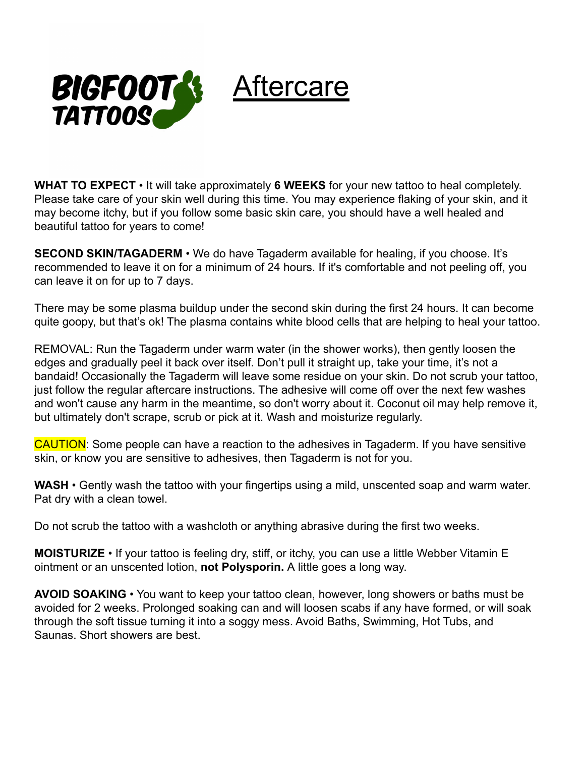# BIGFOOT TATTOOS Aftercare

**WHAT TO EXPECT** • It will take approximately **6 WEEKS** for your new tattoo to heal completely. Please take care of your skin well during this time. You may experience flaking of your skin, and it may become itchy, but if you follow some basic skin care, you should have a well healed and beautiful tattoo for years to come!

**SECOND SKIN/TAGADERM** • We do have Tagaderm available for healing, if you choose. It's recommended to leave it on for a minimum of 24 hours. If it's comfortable and not peeling off, you can leave it on for up to 7 days.

There may be some plasma buildup under the second skin during the first 24 hours. It can become quite goopy, but that's ok! The plasma contains white blood cells that are helping to heal your tattoo.

REMOVAL: Run the Tagaderm under warm water (in the shower works), then gently loosen the edges and gradually peel it back over itself. Don't pull it straight up, take your time, it's not a bandaid! Occasionally the Tagaderm will leave some residue on your skin. Do not scrub your tattoo, just follow the regular aftercare instructions. The adhesive will come off over the next few washes and won't cause any harm in the meantime, so don't worry about it. Coconut oil may help remove it, but ultimately don't scrape, scrub or pick at it. Wash and moisturize regularly.

CAUTION: Some people can have a reaction to the adhesives in Tagaderm. If you have sensitive skin, or know you are sensitive to adhesives, then Tagaderm is not for you.

**WASH** • Gently wash the tattoo with your fingertips using a mild, unscented soap and warm water. Pat dry with a clean towel.

Do not scrub the tattoo with a washcloth or anything abrasive during the first two weeks.

**MOISTURIZE** • If your tattoo is feeling dry, stiff, or itchy, you can use a little Webber Vitamin E ointment or an unscented lotion, **not Polysporin.** A little goes a long way.

**AVOID SOAKING** • You want to keep your tattoo clean, however, long showers or baths must be avoided for 2 weeks. Prolonged soaking can and will loosen scabs if any have formed, or will soak through the soft tissue turning it into a soggy mess. Avoid Baths, Swimming, Hot Tubs, and Saunas. Short showers are best.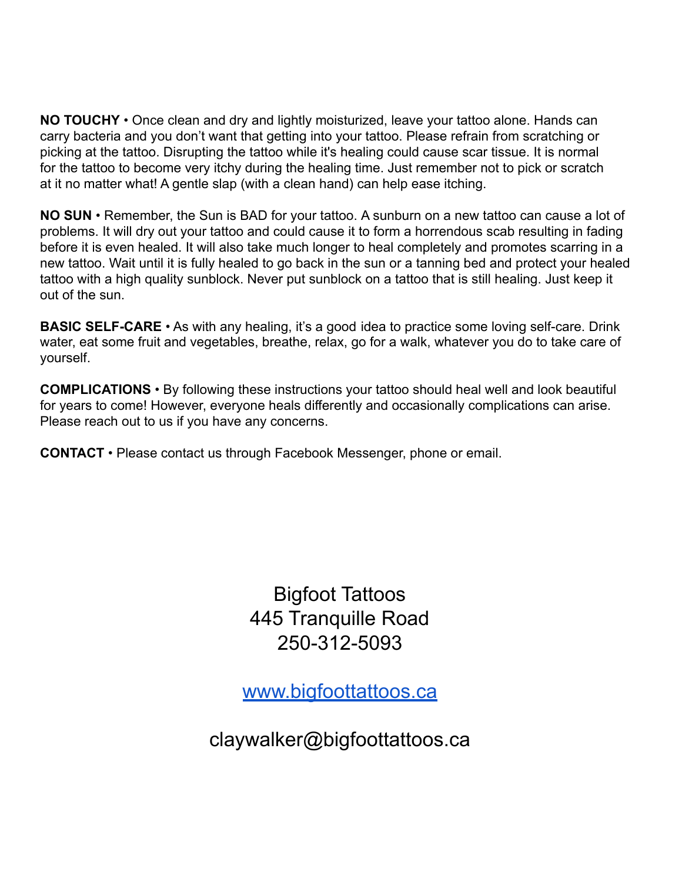**NO TOUCHY** • Once clean and dry and lightly moisturized, leave your tattoo alone. Hands can carry bacteria and you don't want that getting into your tattoo. Please refrain from scratching or picking at the tattoo. Disrupting the tattoo while it's healing could cause scar tissue. It is normal for the tattoo to become very itchy during the healing time. Just remember not to pick or scratch at it no matter what! A gentle slap (with a clean hand) can help ease itching.

**NO SUN** • Remember, the Sun is BAD for your tattoo. A sunburn on a new tattoo can cause a lot of problems. It will dry out your tattoo and could cause it to form a horrendous scab resulting in fading before it is even healed. It will also take much longer to heal completely and promotes scarring in a new tattoo. Wait until it is fully healed to go back in the sun or a tanning bed and protect your healed tattoo with a high quality sunblock. Never put sunblock on a tattoo that is still healing. Just keep it out of the sun.

**BASIC SELF-CARE** • As with any healing, it's a good idea to practice some loving self-care. Drink water, eat some fruit and vegetables, breathe, relax, go for a walk, whatever you do to take care of yourself.

**COMPLICATIONS** • By following these instructions your tattoo should heal well and look beautiful for years to come! However, everyone heals differently and occasionally complications can arise. Please reach out to us if you have any concerns.

**CONTACT** • Please contact us through Facebook Messenger, phone or email.

Bigfoot Tattoos
445 Tranquille Road
250-312-5093

[www.bigfoottattoos.ca](http://www.bigfoottattoos.ca)

claywalker@bigfoottattoos.ca